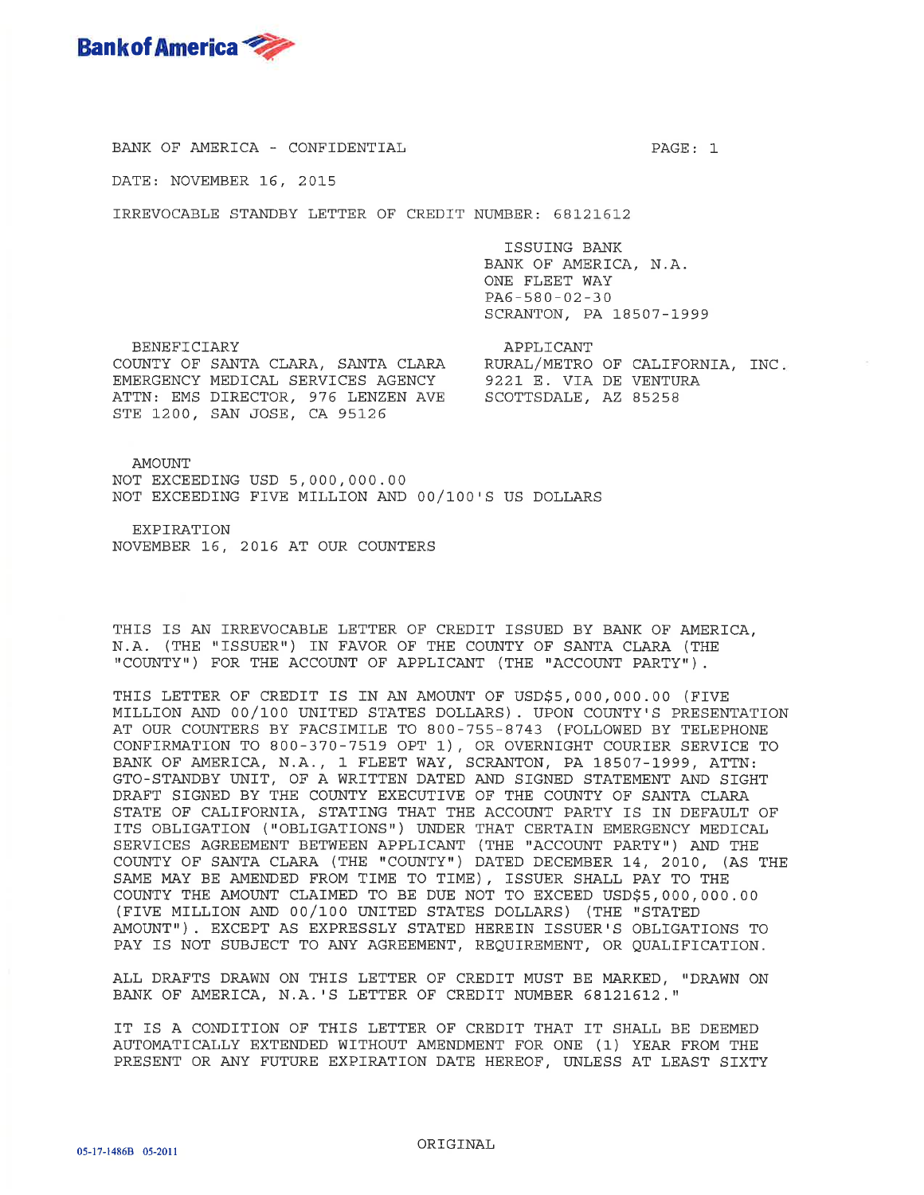**Bank of America**

BANK OF AMERICA - CONFIDENTIAL

DATE: NOVEMBER 16, 2015

IRREVOCABLE STANDBY LETTER OF CREDIT NUMBER: 68121612

ISSUING BANK
BANK OF AMERICA, N.A.
ONE FLEET WAY
PA6-580-02-30
SCRANTON, PA 18507-1999

BENEFICIARY
COUNTY OF SANTA CLARA, SANTA CLARA
EMERGENCY MEDICAL SERVICES AGENCY
ATTN: EMS DIRECTOR, 976 LENZEN AVE
STE 1200, SAN JOSE, CA 95126

APPLICANT
RURAL/METRO OF CALIFORNIA, INC.
9221 E. VIA DE VENTURA
SCOTTSDALE, AZ 85258

AMOUNT
NOT EXCEEDING USD 5,000,000.00
NOT EXCEEDING FIVE MILLION AND 00/100'S US DOLLARS

EXPIRATION
NOVEMBER 16, 2016 AT OUR COUNTERS

THIS IS AN IRREVOCABLE LETTER OF CREDIT ISSUED BY BANK OF AMERICA, N.A. (THE "ISSUER") IN FAVOR OF THE COUNTY OF SANTA CLARA (THE "COUNTY") FOR THE ACCOUNT OF APPLICANT (THE "ACCOUNT PARTY").

THIS LETTER OF CREDIT IS IN AN AMOUNT OF USD$5,000,000.00 (FIVE MILLION AND 00/100 UNITED STATES DOLLARS). UPON COUNTY'S PRESENTATION AT OUR COUNTERS BY FACSIMILE TO 800-755-8743 (FOLLOWED BY TELEPHONE CONFIRMATION TO 800-370-7519 OPT 1), OR OVERNIGHT COURIER SERVICE TO BANK OF AMERICA, N.A., 1 FLEET WAY, SCRANTON, PA 18507-1999, ATTN: GTO-STANDBY UNIT, OF A WRITTEN DATED AND SIGNED STATEMENT AND SIGHT DRAFT SIGNED BY THE COUNTY EXECUTIVE OF THE COUNTY OF SANTA CLARA STATE OF CALIFORNIA, STATING THAT THE ACCOUNT PARTY IS IN DEFAULT OF ITS OBLIGATION ("OBLIGATIONS") UNDER THAT CERTAIN EMERGENCY MEDICAL SERVICES AGREEMENT BETWEEN APPLICANT (THE "ACCOUNT PARTY") AND THE COUNTY OF SANTA CLARA (THE "COUNTY") DATED DECEMBER 14, 2010, (AS THE SAME MAY BE AMENDED FROM TIME TO TIME), ISSUER SHALL PAY TO THE COUNTY THE AMOUNT CLAIMED TO BE DUE NOT TO EXCEED USD$5,000,000.00 (FIVE MILLION AND 00/100 UNITED STATES DOLLARS) (THE "STATED AMOUNT"). EXCEPT AS EXPRESSLY STATED HEREIN ISSUER'S OBLIGATIONS TO PAY IS NOT SUBJECT TO ANY AGREEMENT, REQUIREMENT, OR QUALIFICATION.

ALL DRAFTS DRAWN ON THIS LETTER OF CREDIT MUST BE MARKED, "DRAWN ON BANK OF AMERICA, N.A.'S LETTER OF CREDIT NUMBER 68121612."

IT IS A CONDITION OF THIS LETTER OF CREDIT THAT IT SHALL BE DEEMED AUTOMATICALLY EXTENDED WITHOUT AMENDMENT FOR ONE (1) YEAR FROM THE PRESENT OR ANY FUTURE EXPIRATION DATE HEREOF, UNLESS AT LEAST SIXTY

ORIGINAL

05-17-1486B 05-2011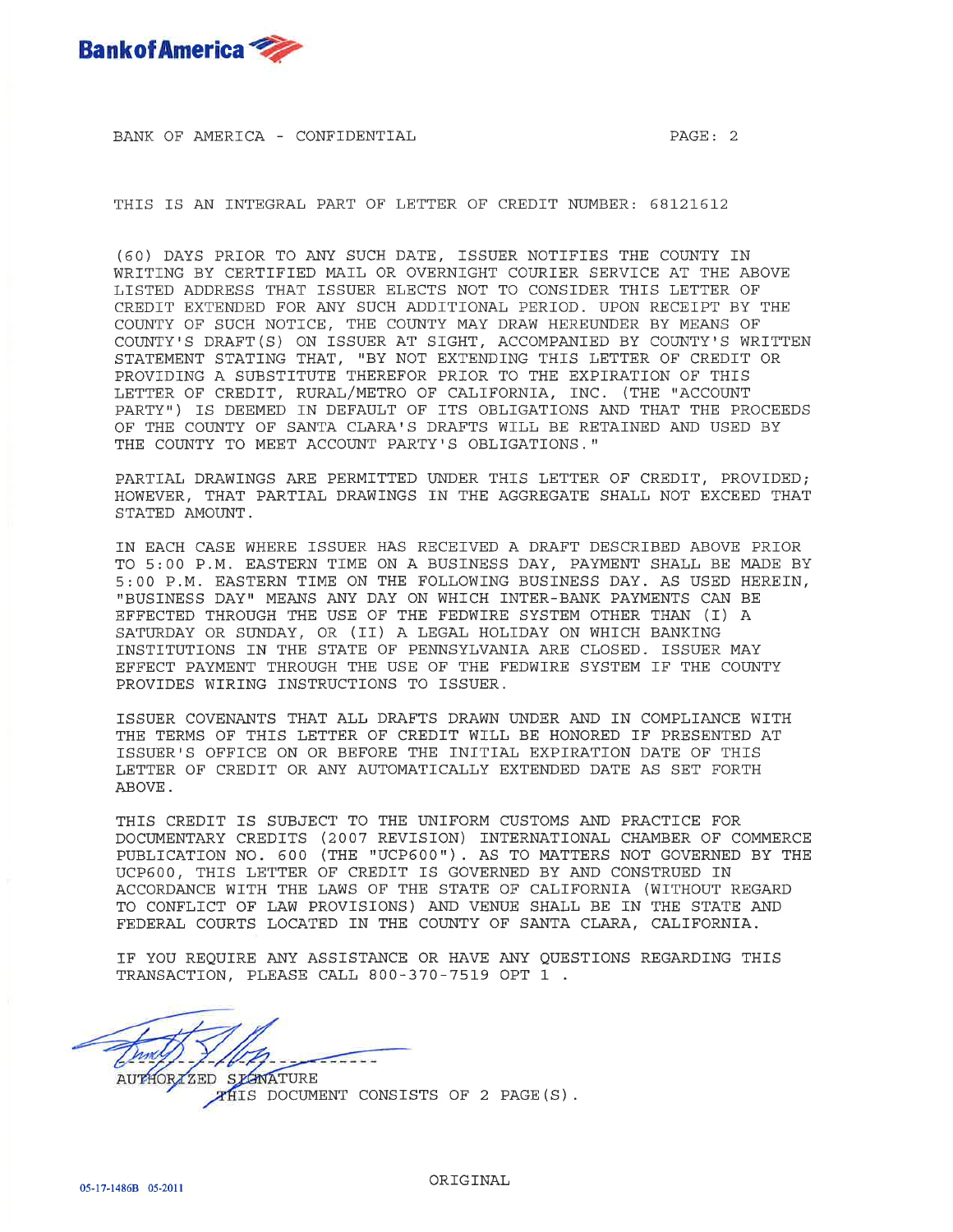BANK OF AMERICA - CONFIDENTIAL

THIS IS AN INTEGRAL PART OF LETTER OF CREDIT NUMBER: 68121612

(60) DAYS PRIOR TO ANY SUCH DATE, ISSUER NOTIFIES THE COUNTY IN WRITING BY CERTIFIED MAIL OR OVERNIGHT COURIER SERVICE AT THE ABOVE LISTED ADDRESS THAT ISSUER ELECTS NOT TO CONSIDER THIS LETTER OF CREDIT EXTENDED FOR ANY SUCH ADDITIONAL PERIOD. UPON RECEIPT BY THE COUNTY OF SUCH NOTICE, THE COUNTY MAY DRAW HEREUNDER BY MEANS OF COUNTY'S DRAFT(S) ON ISSUER AT SIGHT, ACCOMPANIED BY COUNTY'S WRITTEN STATEMENT STATING THAT, "BY NOT EXTENDING THIS LETTER OF CREDIT OR PROVIDING A SUBSTITUTE THEREFOR PRIOR TO THE EXPIRATION OF THIS LETTER OF CREDIT, RURAL/METRO OF CALIFORNIA, INC. (THE "ACCOUNT PARTY") IS DEEMED IN DEFAULT OF ITS OBLIGATIONS AND THAT THE PROCEEDS OF THE COUNTY OF SANTA CLARA'S DRAFTS WILL BE RETAINED AND USED BY THE COUNTY TO MEET ACCOUNT PARTY'S OBLIGATIONS."

PARTIAL DRAWINGS ARE PERMITTED UNDER THIS LETTER OF CREDIT, PROVIDED; HOWEVER, THAT PARTIAL DRAWINGS IN THE AGGREGATE SHALL NOT EXCEED THAT STATED AMOUNT.

IN EACH CASE WHERE ISSUER HAS RECEIVED A DRAFT DESCRIBED ABOVE PRIOR TO 5:00 P.M. EASTERN TIME ON A BUSINESS DAY, PAYMENT SHALL BE MADE BY 5:00 P.M. EASTERN TIME ON THE FOLLOWING BUSINESS DAY. AS USED HEREIN, "BUSINESS DAY" MEANS ANY DAY ON WHICH INTER-BANK PAYMENTS CAN BE EFFECTED THROUGH THE USE OF THE FEDWIRE SYSTEM OTHER THAN (I) A SATURDAY OR SUNDAY, OR (II) A LEGAL HOLIDAY ON WHICH BANKING INSTITUTIONS IN THE STATE OF PENNSYLVANIA ARE CLOSED. ISSUER MAY EFFECT PAYMENT THROUGH THE USE OF THE FEDWIRE SYSTEM IF THE COUNTY PROVIDES WIRING INSTRUCTIONS TO ISSUER.

ISSUER COVENANTS THAT ALL DRAFTS DRAWN UNDER AND IN COMPLIANCE WITH THE TERMS OF THIS LETTER OF CREDIT WILL BE HONORED IF PRESENTED AT ISSUER'S OFFICE ON OR BEFORE THE INITIAL EXPIRATION DATE OF THIS LETTER OF CREDIT OR ANY AUTOMATICALLY EXTENDED DATE AS SET FORTH ABOVE.

THIS CREDIT IS SUBJECT TO THE UNIFORM CUSTOMS AND PRACTICE FOR DOCUMENTARY CREDITS (2007 REVISION) INTERNATIONAL CHAMBER OF COMMERCE PUBLICATION NO. 600 (THE "UCP600"). AS TO MATTERS NOT GOVERNED BY THE UCP600, THIS LETTER OF CREDIT IS GOVERNED BY AND CONSTRUED IN ACCORDANCE WITH THE LAWS OF THE STATE OF CALIFORNIA (WITHOUT REGARD TO CONFLICT OF LAW PROVISIONS) AND VENUE SHALL BE IN THE STATE AND FEDERAL COURTS LOCATED IN THE COUNTY OF SANTA CLARA, CALIFORNIA.

IF YOU REQUIRE ANY ASSISTANCE OR HAVE ANY QUESTIONS REGARDING THIS TRANSACTION, PLEASE CALL 800-370-7519 OPT 1 .

------------------------------

AUTHORIZED SIGNATURE

THIS DOCUMENT CONSISTS OF 2 PAGE(S).

ORIGINAL

05-17-1486B 05-2011